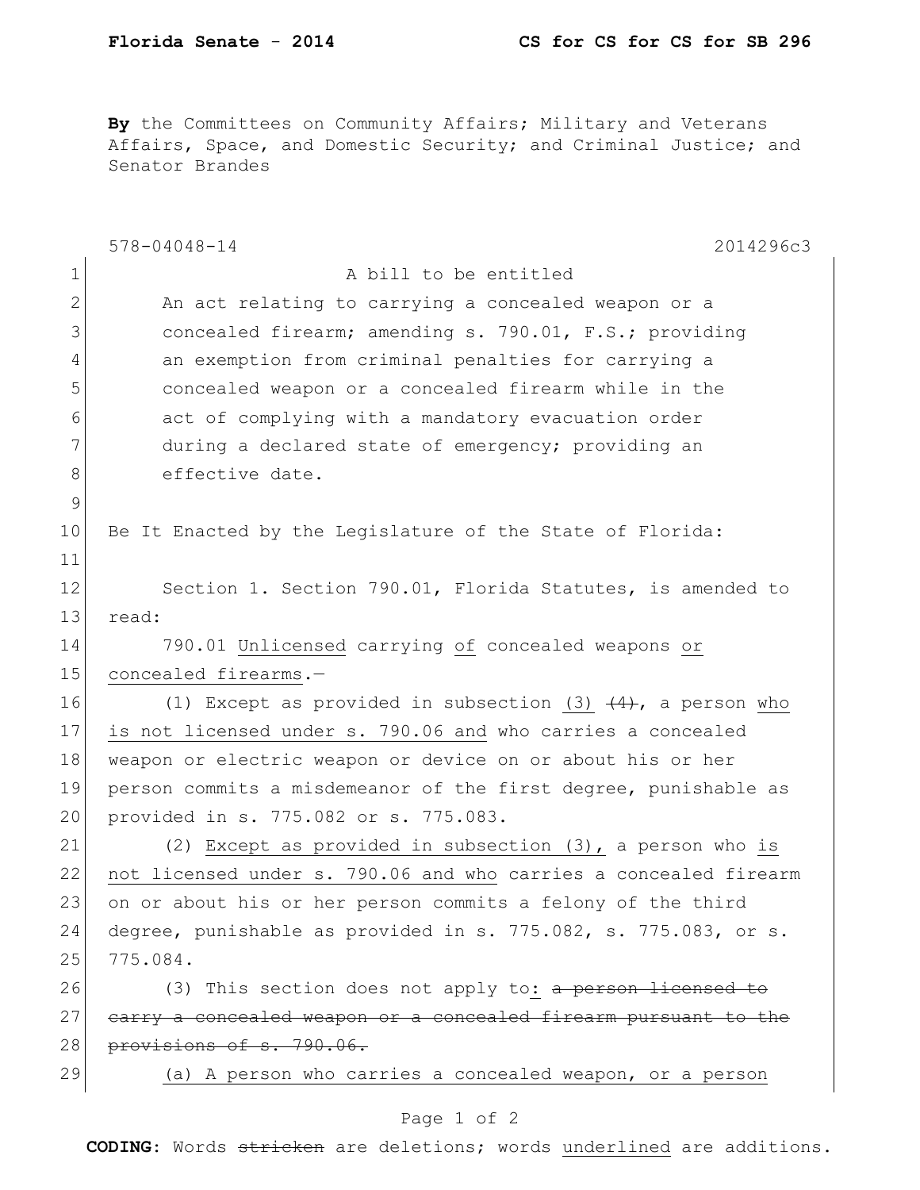**Florida Senate - 2014** **CS for CS for CS for SB 296**

**By** the Committees on Community Affairs; Military and Veterans Affairs, Space, and Domestic Security; and Criminal Justice; and Senator Brandes

578-04048-14 2014296c3

1 A bill to be entitled
2 An act relating to carrying a concealed weapon or a
3 concealed firearm; amending s. 790.01, F.S.; providing
4 an exemption from criminal penalties for carrying a
5 concealed weapon or a concealed firearm while in the
6 act of complying with a mandatory evacuation order
7 during a declared state of emergency; providing an
8 effective date.
9
10 Be It Enacted by the Legislature of the State of Florida:
11
12 Section 1. Section 790.01, Florida Statutes, is amended to
13 read:
14 790.01 <u>Unlicensed</u> carrying <u>of</u> concealed weapons <u>or</u>
15 <u>concealed firearms</u>.—
16 (1) Except as provided in subsection <u>(3)</u> ~~(4)~~, a person <u>who</u>
17 <u>is not licensed under s. 790.06 and</u> who carries a concealed
18 weapon or electric weapon or device on or about his or her
19 person commits a misdemeanor of the first degree, punishable as
20 provided in s. 775.082 or s. 775.083.
21 (2) <u>Except as provided in subsection (3),</u> a person who <u>is</u>
22 <u>not licensed under s. 790.06 and who</u> carries a concealed firearm
23 on or about his or her person commits a felony of the third
24 degree, punishable as provided in s. 775.082, s. 775.083, or s.
25 775.084.
26 (3) This section does not apply to<u>:</u> ~~a person licensed to~~
27 ~~carry a concealed weapon or a concealed firearm pursuant to the~~
28 ~~provisions of s. 790.06.~~
29 <u>(a) A person who carries a concealed weapon, or a person</u>

**CODING:** Words ~~stricken~~ are deletions; words <u>underlined</u> are additions.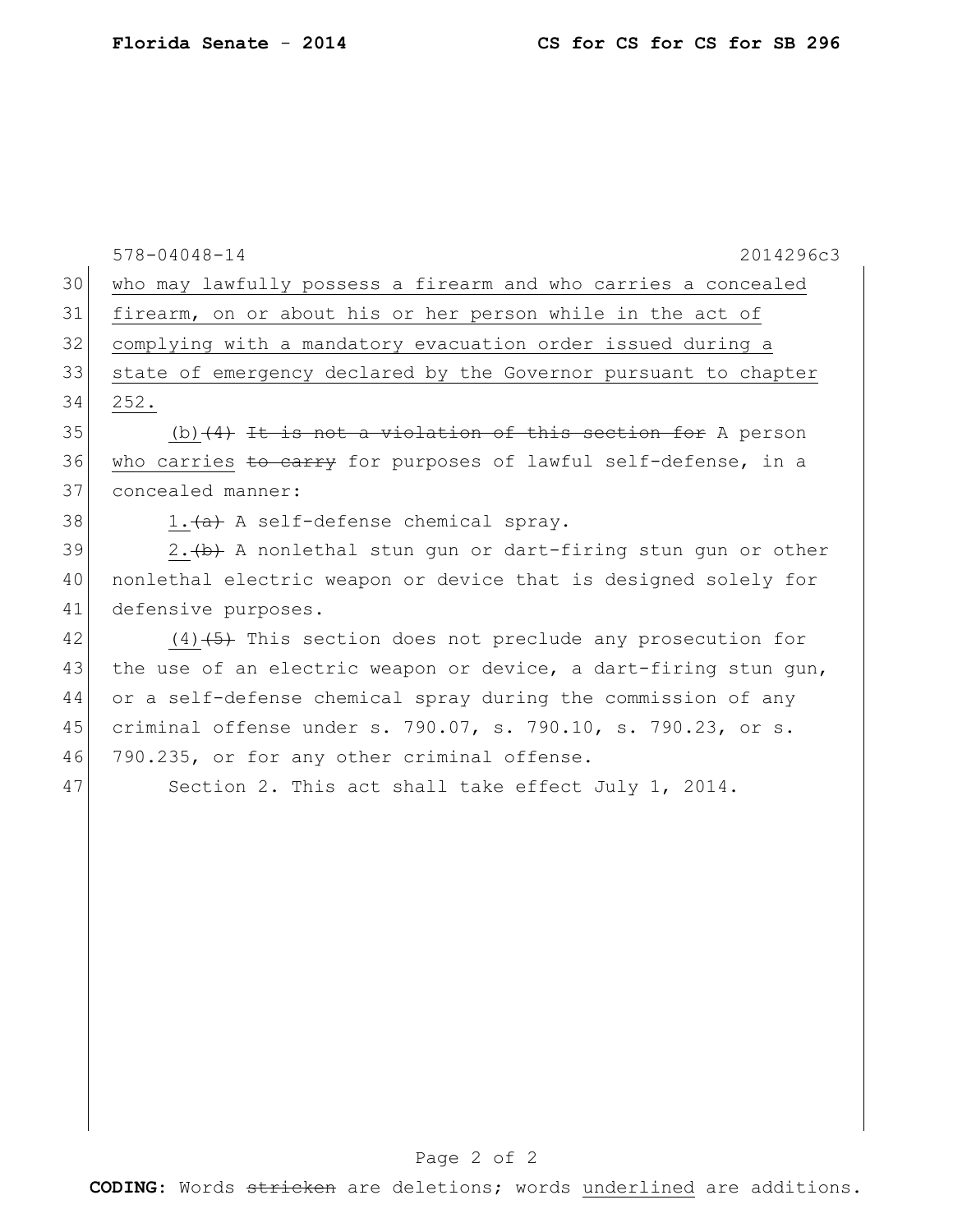578-04048-14 2014296c3

30 who may lawfully possess a firearm and who carries a concealed
31 firearm, on or about his or her person while in the act of
32 complying with a mandatory evacuation order issued during a
33 state of emergency declared by the Governor pursuant to chapter
34 252.

35 (b) ~~(4) It is not a violation of this section for~~ A person
36 who carries ~~to carry~~ for purposes of lawful self-defense, in a
37 concealed manner:

38 1. ~~(a)~~ A self-defense chemical spray.

39 2. ~~(b)~~ A nonlethal stun gun or dart-firing stun gun or other
40 nonlethal electric weapon or device that is designed solely for
41 defensive purposes.

42 (4) ~~(5)~~ This section does not preclude any prosecution for
43 the use of an electric weapon or device, a dart-firing stun gun,
44 or a self-defense chemical spray during the commission of any
45 criminal offense under s. 790.07, s. 790.10, s. 790.23, or s.
46 790.235, or for any other criminal offense.

47 Section 2. This act shall take effect July 1, 2014.

**CODING:** Words ~~stricken~~ are deletions; words underlined are additions.